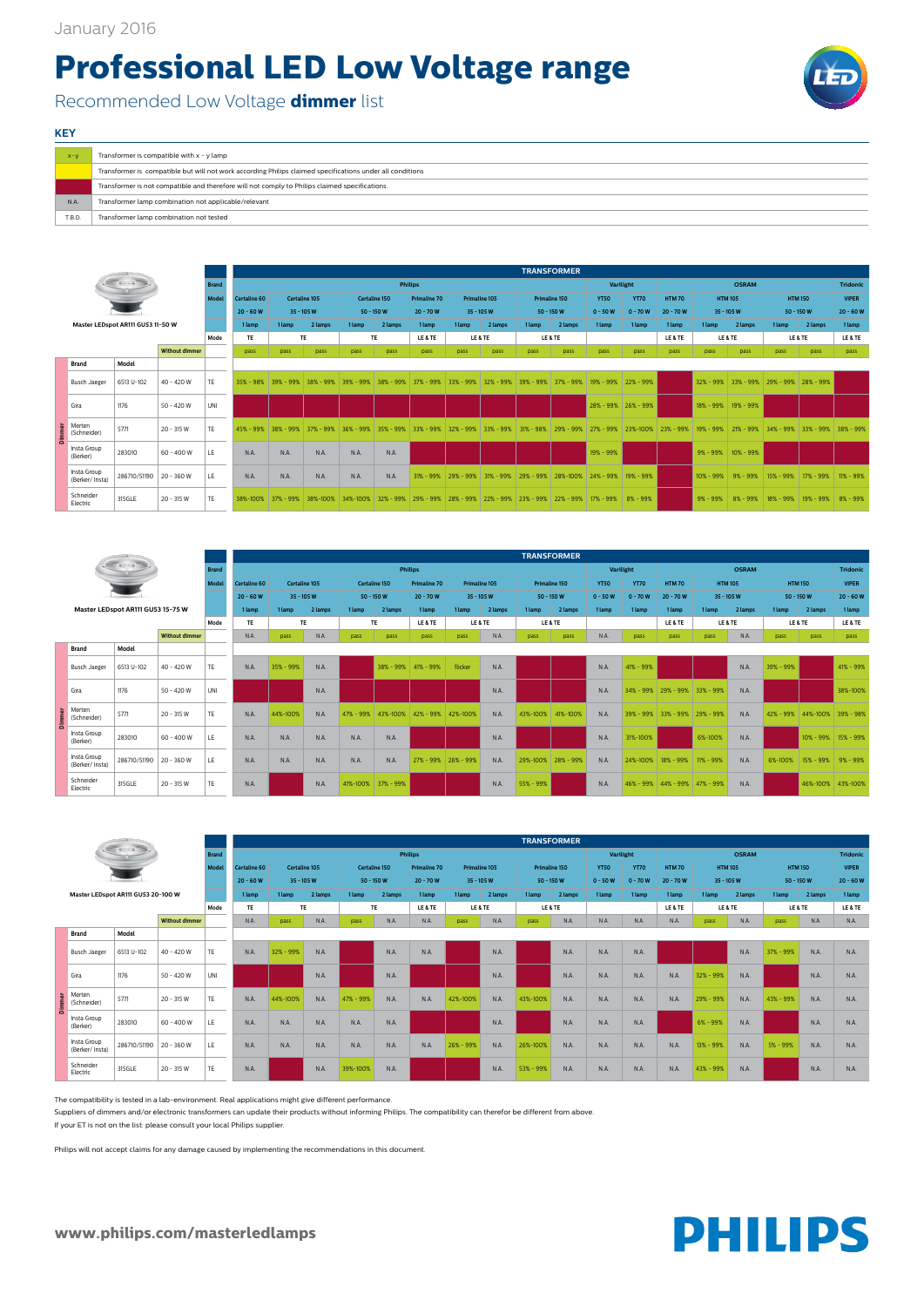January 2016

# Professional LED Low Voltage range

## Recommended Low Voltage **dimmer** list

### KEY

| | |
|---|---|
| x - y | Transformer is compatible with x - y lamp |
| | Transformer is compatible but will not work according Philips claimed specifications under all conditions |
| | Transformer is not compatible and therefore will not comply to Philips claimed specifications. |
| N.A. | Transformer lamp combination not applicable/relevant |
| T.B.D. | Transformer lamp combination not tested |

### Master LEDspot AR111 GU53 11-50 W

| | | | | TRANSFORMER | | | | | | | | | | | | | | | | | |
|---|---|---|---|---|---|---|---|---|---|---|---|---|---|---|---|---|---|---|---|---|---|
| | | | **Brand** | Philips | | | | | | | | | | Varilight | | OSRAM | | | | | Tridonic |
| | | | **Model** | Certaline 60 | Certaline 105 | | Certaline 150 | | Primaline 70 | Primaline 105 | | Primaline 150 | | YT50 | YT70 | HTM 70 | HTM 105 | | HTM 150 | | VIPER |
| | | | | 20 - 60 W | 35 - 105 W | | 50 - 150 W | | 20 - 70 W | 35 - 105 W | | 50 - 150 W | | 0 - 50 W | 0 - 70 W | 20 - 70 W | 35 - 105 W | | 50 - 150 W | | 20 - 60 W |
| | | | | 1 lamp | 1 lamp | 2 lamps | 1 lamp | 2 lamps | 1 lamp | 1 lamp | 2 lamps | 1 lamp | 2 lamps | 1 lamp | 1 lamp | 1 lamp | 1 lamp | 2 lamps | 1 lamp | 2 lamps | 1 lamp |
| | | | **Mode** | TE | TE | | TE | | LE & TE | LE & TE | | LE & TE | | | | LE & TE | LE & TE | | LE & TE | | LE & TE |
| | | **Without dimmer** | | pass | pass | pass | pass | pass | pass | pass | pass | pass | pass | pass | pass | pass | pass | pass | pass | pass | pass |
| **Dimmer: Brand** | **Model** | | | | | | | | | | | | | | | | | | | | |
| Busch Jaeger | 6513 U-102 | 40 - 420 W | TE | 35% - 98% | 39% - 99% | 38% - 99% | 39% - 99% | 38% - 99% | 37% - 99% | 33% - 99% | 32% - 99% | 39% - 99% | 37% - 99% | 19% - 99% | 22% - 99% | | 32% - 99% | 33% - 99% | 29% - 99% | 28% - 99% | |
| Gira | 1176 | 50 - 420 W | UNI | | | | | | | | | | | 28% - 99% | 26% - 99% | | 18% - 99% | 19% - 99% | | | |
| Merten (Schneider) | 5771 | 20 - 315 W | TE | 45% - 99% | 38% - 99% | 37% - 99% | 36% - 99% | 35% - 99% | 33% - 99% | 32% - 99% | 33% - 99% | 31% - 98% | 29% - 99% | 27% - 99% | 23%-100% | 23% - 99% | 19% - 99% | 21% - 99% | 34% - 99% | 33% - 99% | 38% - 99% |
| Insta Group (Berker) | 283010 | 60 - 400 W | LE | N.A. | N.A. | N.A. | N.A. | N.A. | | | | | | 19% - 99% | | | 9% - 99% | 10% - 99% | | | |
| Insta Group (Berker/ Insta) | 286710/51190 | 20 - 360 W | LE | N.A. | N.A. | N.A. | N.A. | N.A. | 31% - 99% | 29% - 99% | 31% - 99% | 29% - 99% | 28%-100% | 24% - 99% | 19% - 99% | | 10% - 99% | 9% - 99% | 15% - 99% | 17% - 99% | 11% - 99% |
| Schneider Electric | 315GLE | 20 - 315 W | TE | 38%-100% | 37% - 99% | 38%-100% | 34%-100% | 32% - 99% | 29% - 99% | 28% - 99% | 22% - 99% | 23% - 99% | 22% - 99% | 17% - 99% | 8% - 99% | | 9% - 99% | 8% - 99% | 18% - 99% | 19% - 99% | 8% - 99% |

### Master LEDspot AR111 GU53 15-75 W

| | | | | TRANSFORMER | | | | | | | | | | | | | | | | | |
|---|---|---|---|---|---|---|---|---|---|---|---|---|---|---|---|---|---|---|---|---|---|
| | | | **Brand** | Philips | | | | | | | | | | Varilight | | OSRAM | | | | | Tridonic |
| | | | **Model** | Certaline 60 | Certaline 105 | | Certaline 150 | | Primaline 70 | Primaline 105 | | Primaline 150 | | YT50 | YT70 | HTM 70 | HTM 105 | | HTM 150 | | VIPER |
| | | | | 20 - 60 W | 35 - 105 W | | 50 - 150 W | | 20 - 70 W | 35 - 105 W | | 50 - 150 W | | 0 - 50 W | 0 - 70 W | 20 - 70 W | 35 - 105 W | | 50 - 150 W | | 20 - 60 W |
| | | | | 1 lamp | 1 lamp | 2 lamps | 1 lamp | 2 lamps | 1 lamp | 1 lamp | 2 lamps | 1 lamp | 2 lamps | 1 lamp | 1 lamp | 1 lamp | 1 lamp | 2 lamps | 1 lamp | 2 lamps | 1 lamp |
| | | | **Mode** | TE | TE | | TE | | LE & TE | LE & TE | | LE & TE | | | | LE & TE | LE & TE | | LE & TE | | LE & TE |
| | | **Without dimmer** | | N.A. | pass | N.A. | pass | pass | pass | pass | N.A. | pass | pass | N.A. | pass | pass | pass | N.A. | pass | pass | pass |
| **Dimmer: Brand** | **Model** | | | | | | | | | | | | | | | | | | | | |
| Busch Jaeger | 6513 U-102 | 40 - 420 W | TE | N.A. | 35% - 99% | N.A. | | 38% - 99% | 41% - 99% | flicker | N.A. | | | N.A. | 41% - 99% | | | N.A. | 39% - 99% | | 41% - 99% |
| Gira | 1176 | 50 - 420 W | UNI | | | N.A. | | | | | N.A. | | | N.A. | 34% - 99% | 29% - 99% | 33% - 99% | N.A. | | | 38%-100% |
| Merten (Schneider) | 5771 | 20 - 315 W | TE | N.A. | 44%-100% | N.A. | 47% - 99% | 43%-100% | 42% - 99% | 42%-100% | N.A. | 43%-100% | 41%-100% | N.A. | 39% - 99% | 33% - 99% | 29% - 99% | N.A. | 42% - 99% | 44%-100% | 39% - 98% |
| Insta Group (Berker) | 283010 | 60 - 400 W | LE | N.A. | N.A. | N.A. | N.A. | N.A. | | | N.A. | | | N.A. | 31%-100% | | 6%-100% | N.A. | | 10% - 99% | 15% - 99% |
| Insta Group (Berker/ Insta) | 286710/51190 | 20 - 360 W | LE | N.A. | N.A. | N.A. | N.A. | N.A. | 27% - 99% | 26% - 99% | N.A. | 29%-100% | 28% - 99% | N.A. | 24%-100% | 18% - 99% | 11% - 99% | N.A. | 6%-100% | 15% - 99% | 9% - 99% |
| Schneider Electric | 315GLE | 20 - 315 W | TE | N.A. | | N.A. | 41%-100% | 37% - 99% | | | N.A. | 55% - 99% | | N.A. | 46% - 99% | 44% - 99% | 47% - 99% | N.A. | | 46%-100% | 43%-100% |

### Master LEDspot AR111 GU53 20-100 W

| | | | | TRANSFORMER | | | | | | | | | | | | | | | | | |
|---|---|---|---|---|---|---|---|---|---|---|---|---|---|---|---|---|---|---|---|---|---|
| | | | **Brand** | Philips | | | | | | | | | | Varilight | | OSRAM | | | | | Tridonic |
| | | | **Model** | Certaline 60 | Certaline 105 | | Certaline 150 | | Primaline 70 | Primaline 105 | | Primaline 150 | | YT50 | YT70 | HTM 70 | HTM 105 | | HTM 150 | | VIPER |
| | | | | 20 - 60 W | 35 - 105 W | | 50 - 150 W | | 20 - 70 W | 35 - 105 W | | 50 - 150 W | | 0 - 50 W | 0 - 70 W | 20 - 70 W | 35 - 105 W | | 50 - 150 W | | 20 - 60 W |
| | | | | 1 lamp | 1 lamp | 2 lamps | 1 lamp | 2 lamps | 1 lamp | 1 lamp | 2 lamps | 1 lamp | 2 lamps | 1 lamp | 1 lamp | 1 lamp | 1 lamp | 2 lamps | 1 lamp | 2 lamps | 1 lamp |
| | | | **Mode** | TE | TE | | TE | | LE & TE | LE & TE | | LE & TE | | | | LE & TE | LE & TE | | LE & TE | | LE & TE |
| | | **Without dimmer** | | N.A. | pass | N.A. | pass | N.A. | N.A. | pass | N.A. | pass | N.A. | N.A. | N.A. | N.A. | pass | N.A. | pass | N.A. | N.A. |
| **Dimmer: Brand** | **Model** | | | | | | | | | | | | | | | | | | | | |
| Busch Jaeger | 6513 U-102 | 40 - 420 W | TE | N.A. | 32% - 99% | N.A. | | N.A. | N.A. | | N.A. | | N.A. | N.A. | N.A. | | | N.A. | 37% - 99% | N.A. | N.A. |
| Gira | 1176 | 50 - 420 W | UNI | | | N.A. | | N.A. | | | N.A. | | N.A. | N.A. | N.A. | N.A. | 32% - 99% | N.A. | | N.A. | N.A. |
| Merten (Schneider) | 5771 | 20 - 315 W | TE | N.A. | 44%-100% | N.A. | 47% - 99% | N.A. | N.A. | 42%-100% | N.A. | 43%-100% | N.A. | N.A. | N.A. | N.A. | 29% - 99% | N.A. | 43% - 99% | N.A. | N.A. |
| Insta Group (Berker) | 283010 | 60 - 400 W | LE | N.A. | N.A. | N.A. | N.A. | N.A. | | | N.A. | | N.A. | N.A. | N.A. | | 6% - 99% | N.A. | | N.A. | N.A. |
| Insta Group (Berker/ Insta) | 286710/51190 | 20 - 360 W | LE | N.A. | N.A. | N.A. | N.A. | N.A. | N.A. | 26% - 99% | N.A. | 26%-100% | N.A. | N.A. | N.A. | N.A. | 13% - 99% | N.A. | 5% - 99% | N.A. | N.A. |
| Schneider Electric | 315GLE | 20 - 315 W | TE | N.A. | | N.A. | 39%-100% | N.A. | | | N.A. | 53% - 99% | N.A. | N.A. | N.A. | N.A. | 43% - 99% | N.A. | | N.A. | N.A. |

The compatibility is tested in a lab-environment. Real applications might give different performance.

Suppliers of dimmers and/or electronic transformers can update their products without informing Philips. The compatibility can therefor be different from above.

If your ET is not on the list: please consult your local Philips supplier.

Philips will not accept claims for any damage caused by implementing the recommendations in this document.

**www.philips.com/masterledlamps**

PHILIPS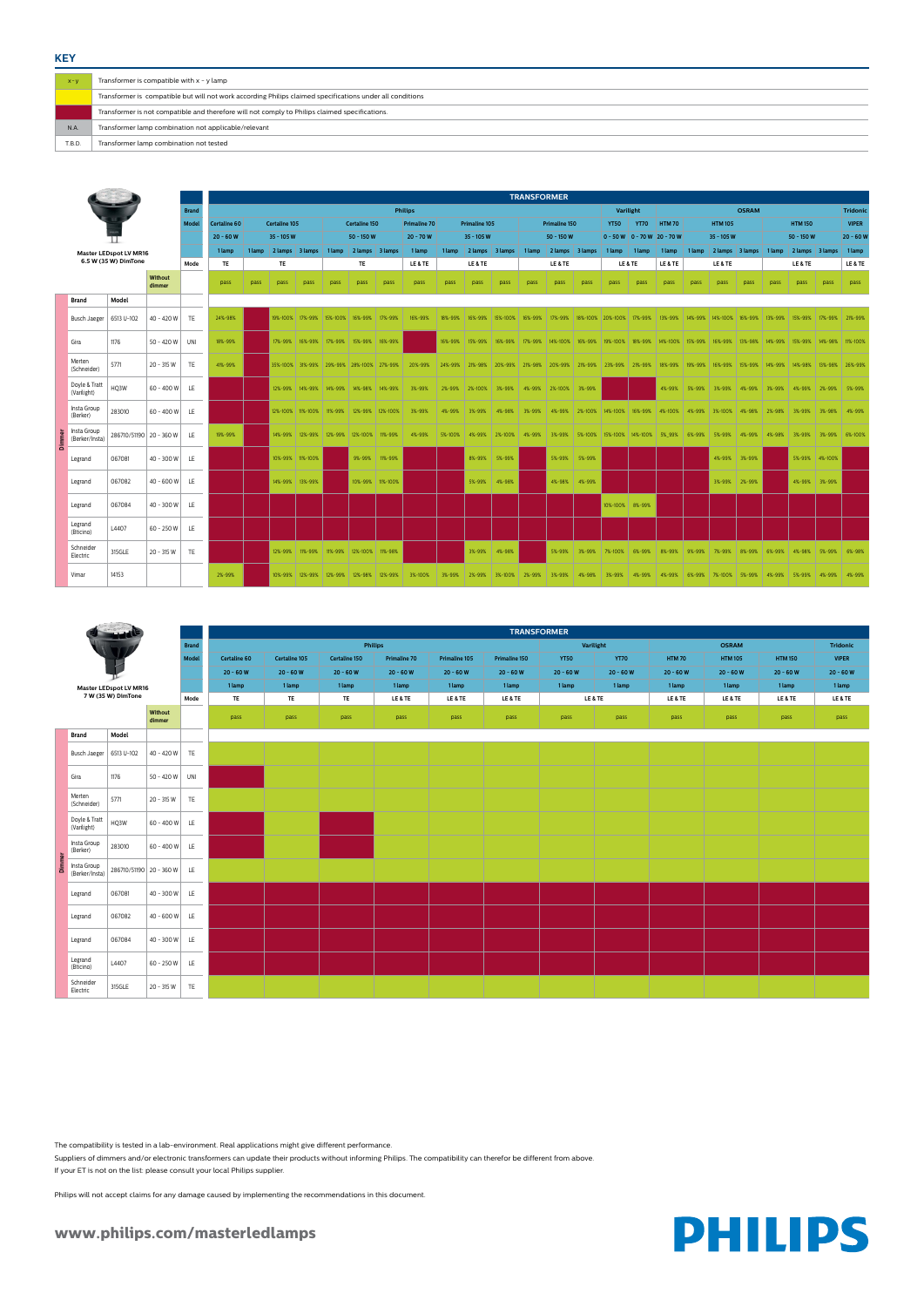## KEY

| | |
|---|---|
| x - y | Transformer is compatible with x - y lamp |
| | Transformer is compatible but will not work according Philips claimed specifications under all conditions |
| | Transformer is not compatible and therefore will not comply to Philips claimed specifications. |
| N.A. | Transformer lamp combination not applicable/relevant |
| T.B.D. | Transformer lamp combination not tested |

### Master LEDspot LV MR16 6.5 W (35 W) DimTone

| | | | | TRANSFORMER | | | | | | | | | | | | | | | | | | | | | | | |
|---|---|---|---|---|---|---|---|---|---|---|---|---|---|---|---|---|---|---|---|---|---|---|---|---|---|---|---|
| | | | Brand | Philips | | | | | | | | | | | | | | Varilight | | | OSRAM | | | | | | Tridonic |
| | | | Model | Certaline 60 | Certaline 105 | | | Certaline 150 | | | Primaline 70 | Primaline 105 | | | Primaline 150 | | | YT50 | YT70 | HTM 70 | HTM 105 | | | HTM 150 | | | VIPER |
| | | | | 20 - 60 W | 35 - 105 W | | | 50 - 150 W | | | 20 - 70 W | 35 - 105 W | | | 50 - 150 W | | | 0 - 50 W | 0 - 70 W | 20 - 70 W | 35 - 105 W | | | 50 - 150 W | | | 20 - 60 W |
| | | | | 1 lamp | 1 lamp | 2 lamps | 3 lamps | 1 lamp | 2 lamps | 3 lamps | 1 lamp | 1 lamp | 2 lamps | 3 lamps | 1 lamp | 2 lamps | 3 lamps | 1 lamp | 1 lamp | 1 lamp | 1 lamp | 2 lamps | 3 lamps | 1 lamp | 2 lamps | 3 lamps | 1 lamp |
| | | | Mode | TE | TE | | | TE | | | LE & TE | LE & TE | | | LE & TE | | | LE & TE | | LE & TE | LE & TE | | | LE & TE | | | LE & TE |
| | | Without dimmer | | pass | pass | pass | pass | pass | pass | pass | pass | pass | pass | pass | pass | pass | pass | pass | pass | pass | pass | pass | pass | pass | pass | pass | pass |
| **Dimmer** Brand | Model | | | | | | | | | | | | | | | | | | | | | | | | | | |
| Busch Jaeger | 6513 U-102 | 40 - 420 W | TE | 24%-98% | | 19%-100% | 17%-99% | 15%-100% | 16%-99% | 17%-99% | 16%-99% | 18%-99% | 16%-99% | 15%-100% | 16%-99% | 17%-99% | 18%-100% | 20%-100% | 17%-99% | 13%-99% | 14%-99% | 14%-100% | 16%-99% | 13%-99% | 15%-99% | 17%-99% | 21%-99% |
| Gira | 1176 | 50 - 420 W | UNI | 18%-99% | | 17%-99% | 16%-99% | 17%-99% | 15%-99% | 16%-99% | | 16%-99% | 15%-99% | 16%-99% | 17%-99% | 14%-100% | 16%-99% | 19%-100% | 18%-99% | 14%-100% | 15%-99% | 16%-99% | 13%-98% | 14%-99% | 15%-99% | 14%-98% | 11%-100% |
| Merten (Schneider) | 5771 | 20 - 315 W | TE | 41%-99% | | 35%-100% | 31%-99% | 29%-99% | 28%-100% | 27%-99% | 20%-99% | 24%-99% | 21%-98% | 20%-99% | 21%-98% | 20%-99% | 21%-99% | 23%-99% | 21%-98% | 18%-99% | 19%-99% | 16%-99% | 15%-99% | 14%-99% | 14%-98% | 13%-98% | 26%-98% |
| Doyle & Tratt (Varilight) | HQ3W | 60 - 400 W | LE | | | 12%-99% | 14%-99% | 14%-99% | 14%-98% | 14%-99% | 3%-99% | 2%-99% | 2%-100% | 3%-99% | 4%-99% | 2%-100% | 3%-99% | | | 4%-99% | 3%-99% | 3%-99% | 4%-99% | 3%-99% | 4%-99% | 2%-99% | 5%-99% |
| Insta Group (Berker) | 283010 | 60 - 400 W | LE | | | 12%-100% | 11%-100% | 11%-99% | 12%-99% | 12%-100% | 3%-99% | 4%-99% | 3%-99% | 4%-98% | 3%-99% | 4%-99% | 2%-100% | 14%-100% | 16%-99% | 4%-100% | 4%-99% | 3%-100% | 4%-98% | 2%-98% | 3%-99% | 3%-98% | 4%-99% |
| Insta Group (Berker/Insta) | 286710/51190 | 20 - 360 W | LE | 19%-99% | | 14%-99% | 12%-99% | 12%-99% | 12%-100% | 11%-99% | 4%-99% | 5%-100% | 4%-99% | 2%-100% | 4%-99% | 3%-99% | 5%-100% | 13%-100% | 14%-100% | 5%_99% | 6%-99% | 5%-99% | 4%-99% | 4%-98% | 3%-99% | 3%-99% | 6%-100% |
| Legrand | 067081 | 40 - 300 W | LE | | | 10%-99% | 11%-100% | | 9%-99% | 11%-99% | | | 8%-99% | 5%-98% | | 5%-99% | 5%-99% | | | | | 4%-99% | 3%-99% | | 5%-99% | 4%-100% | |
| Legrand | 067082 | 40 - 600 W | LE | | | 14%-99% | 13%-99% | | 10%-99% | 11%-100% | | | 5%-99% | 4%-98% | | 4%-98% | 4%-99% | | | | | 3%-99% | 2%-99% | | 4%-99% | 3%-99% | |
| Legrand | 067084 | 40 - 300 W | LE | | | | | | | | | | | | | | | 10%-100% | 8%-99% | | | | | | | | |
| Legrand (Bticino) | L4407 | 60 - 250 W | LE | | | | | | | | | | | | | | | | | | | | | | | | |
| Schneider Electric | 315GLE | 20 - 315 W | TE | | | 12%-99% | 11%-99% | 11%-99% | 12%-100% | 11%-98% | | | 3%-99% | 4%-98% | | 5%-99% | 3%-99% | 7%-100% | 6%-99% | 8%-99% | 9%-99% | 7%-99% | 8%-99% | 6%-99% | 4%-98% | 5%-99% | 6%-98% |
| Vimar | 14153 | | | 2%-99% | | 10%-99% | 12%-99% | 12%-99% | 12%-98% | 12%-99% | 3%-100% | 3%-99% | 2%-99% | 3%-100% | 2%-99% | 3%-99% | 4%-98% | 3%-99% | 4%-99% | 4%-99% | 6%-99% | 7%-100% | 5%-99% | 4%-99% | 5%-99% | 4%-99% | 4%-99% |

### Master LEDspot LV MR16 7 W (35 W) DimTone

| | | | | TRANSFORMER | | | | | | | | | | | |
|---|---|---|---|---|---|---|---|---|---|---|---|---|---|---|---|
| | | | Brand | Philips | | | | | | Varilight | | | OSRAM | | Tridonic |
| | | | Model | Certaline 60 | Certaline 105 | Certaline 150 | Primaline 70 | Primaline 105 | Primaline 150 | YT50 | YT70 | HTM 70 | HTM 105 | HTM 150 | VIPER |
| | | | | 20 - 60 W | 20 - 60 W | 20 - 60 W | 20 - 60 W | 20 - 60 W | 20 - 60 W | 20 - 60 W | 20 - 60 W | 20 - 60 W | 20 - 60 W | 20 - 60 W | 20 - 60 W |
| | | | | 1 lamp | 1 lamp | 1 lamp | 1 lamp | 1 lamp | 1 lamp | 1 lamp | 1 lamp | 1 lamp | 1 lamp | 1 lamp | 1 lamp |
| | | | Mode | TE | TE | TE | LE & TE | LE & TE | LE & TE | LE & TE | | LE & TE | LE & TE | LE & TE | LE & TE |
| | | Without dimmer | | pass | pass | pass | pass | pass | pass | pass | pass | pass | pass | pass | pass |
| **Dimmer** Brand | Model | | | | | | | | | | | | | | |
| Busch Jaeger | 6513 U-102 | 40 - 420 W | TE | | | | | | | | | | | | |
| Gira | 1176 | 50 - 420 W | UNI | | | | | | | | | | | | |
| Merten (Schneider) | 5771 | 20 - 315 W | TE | | | | | | | | | | | | |
| Doyle & Tratt (Varilight) | HQ3W | 60 - 400 W | LE | | | | | | | | | | | | |
| Insta Group (Berker) | 283010 | 60 - 400 W | LE | | | | | | | | | | | | |
| Insta Group (Berker/Insta) | 286710/51190 | 20 - 360 W | LE | | | | | | | | | | | | |
| Legrand | 067081 | 40 - 300 W | LE | | | | | | | | | | | | |
| Legrand | 067082 | 40 - 600 W | LE | | | | | | | | | | | | |
| Legrand | 067084 | 40 - 300 W | LE | | | | | | | | | | | | |
| Legrand (Bticino) | L4407 | 60 - 250 W | LE | | | | | | | | | | | | |
| Schneider Electric | 315GLE | 20 - 315 W | TE | | | | | | | | | | | | |

The compatibility is tested in a lab-environment. Real applications might give different performance.

Suppliers of dimmers and/or electronic transformers can update their products without informing Philips. The compatibility can therefor be different from above.

If your ET is not on the list: please consult your local Philips supplier.

Philips will not accept claims for any damage caused by implementing the recommendations in this document.

**www.philips.com/masterledlamps**

**PHILIPS**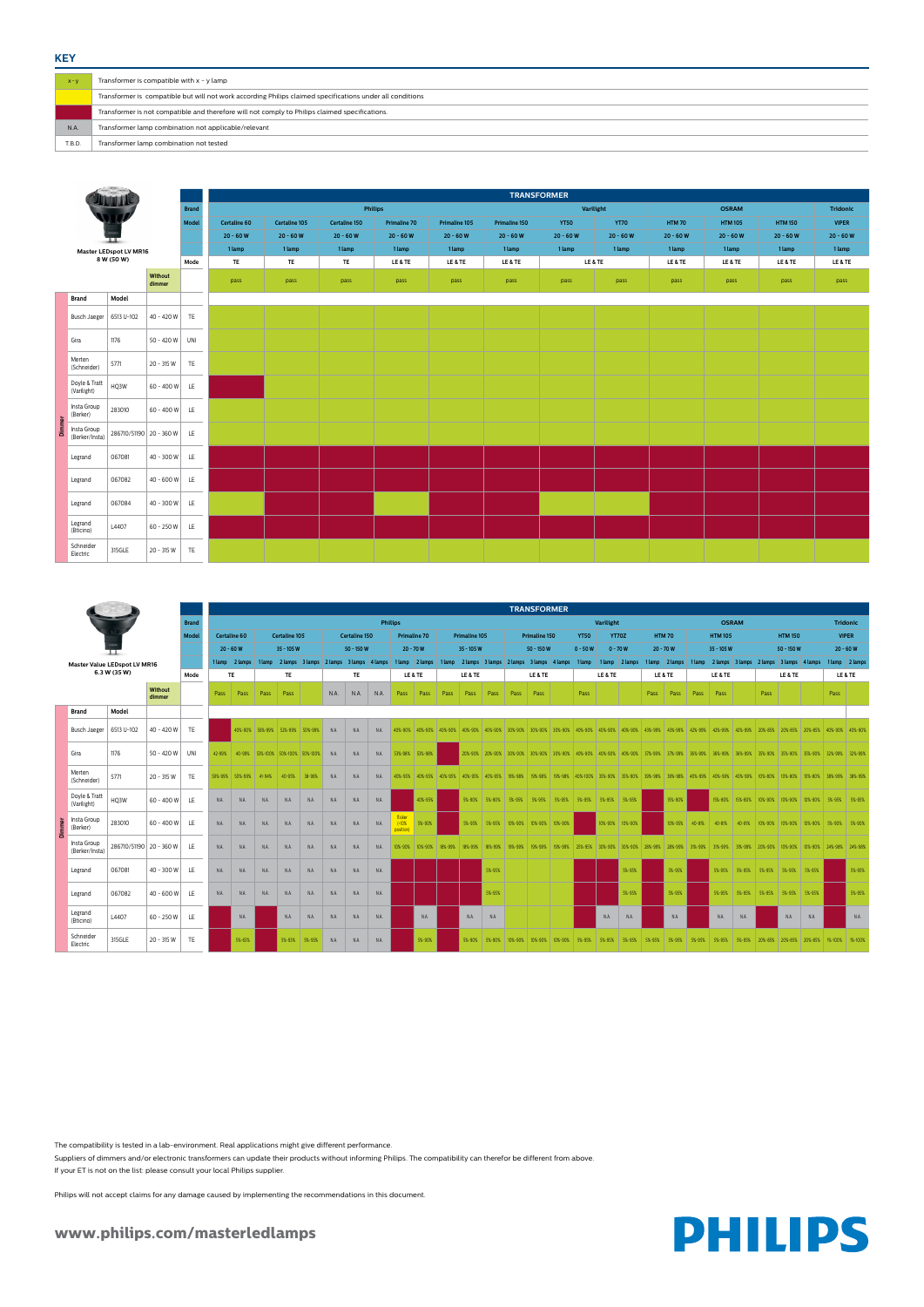## KEY

| | |
|---|---|
| x - y | Transformer is compatible with x - y lamp |
| | Transformer is compatible but will not work according Philips claimed specifications under all conditions |
| | Transformer is not compatible and therefore will not comply to Philips claimed specifications. |
| N.A. | Transformer lamp combination not applicable/relevant |
| T.B.D. | Transformer lamp combination not tested |

### Master LEDspot LV MR16 8 W (50 W)

| | | | **TRANSFORMER** | | | | | | | | | | | |
|---|---|---|---|---|---|---|---|---|---|---|---|---|---|---|
| | | **Brand** | Philips | | | | | | Varilight | | OSRAM | | | Tridonic |
| | | **Model** | Certaline 60 | Certaline 105 | Certaline 150 | Primaline 70 | Primaline 105 | Primaline 150 | YT50 | YT70 | HTM 70 | HTM 105 | HTM 150 | VIPER |
| | | | 20 - 60 W | 20 - 60 W | 20 - 60 W | 20 - 60 W | 20 - 60 W | 20 - 60 W | 20 - 60 W | 20 - 60 W | 20 - 60 W | 20 - 60 W | 20 - 60 W | 20 - 60 W |
| | | | 1 lamp | 1 lamp | 1 lamp | 1 lamp | 1 lamp | 1 lamp | 1 lamp | 1 lamp | 1 lamp | 1 lamp | 1 lamp | 1 lamp |
| | | **Mode** | TE | TE | TE | LE & TE | LE & TE | LE & TE | LE & TE | | LE & TE | LE & TE | LE & TE | LE & TE |
| **Without dimmer** | | | pass | pass | pass | pass | pass | pass | pass | pass | pass | pass | pass | pass |
| **Dimmer – Brand** | **Model** | | | | | | | | | | | | | |
| Busch Jaeger | 6513 U-102 | 40 - 420 W | TE | | | | | | | | | | | | |
| Gira | 1176 | 50 - 420 W | UNI | | | | | | | | | | | | |
| Merten (Schneider) | 5771 | 20 - 315 W | TE | | | | | | | | | | | | |
| Doyle & Tratt (Varilight) | HQ3W | 60 - 400 W | LE | | | | | | | | | | | | |
| Insta Group (Berker) | 283010 | 60 - 400 W | LE | | | | | | | | | | | | |
| Insta Group (Berker/Insta) | 286710/51190 | 20 - 360 W | LE | | | | | | | | | | | | |
| Legrand | 067081 | 40 - 300 W | LE | | | | | | | | | | | | |
| Legrand | 067082 | 40 - 600 W | LE | | | | | | | | | | | | |
| Legrand | 067084 | 40 - 300 W | LE | | | | | | | | | | | | |
| Legrand (Bticino) | L4407 | 60 - 250 W | LE | | | | | | | | | | | | |
| Schneider Electric | 315GLE | 20 - 315 W | TE | | | | | | | | | | | | |

### Master Value LEDspot LV MR16 6.3 W (35 W)

| Brand | Model | Range | Mode | Philips | | | | | | | | | | | | | | | | Varilight | | | OSRAM | | | | | | | | Tridonic | |
|---|---|---|---|---|---|---|---|---|---|---|---|---|---|---|---|---|---|---|---|---|---|---|---|---|---|---|---|---|---|---|---|---|
| | | | **Model** | Certaline 60 | | Certaline 105 | | | Certaline 150 | | | Primaline 70 | | Primaline 105 | | | Primaline 150 | | | YT50 | YT70Z | | HTM 70 | | HTM 105 | | | HTM 150 | | | VIPER | |
| | | | | 20 - 60 W | | 35 - 105 W | | | 50 - 150 W | | | 20 - 70 W | | 35 - 105 W | | | 50 - 150 W | | | 0 - 50 W | 0 - 70 W | | 20 - 70 W | | 35 - 105 W | | | 50 - 150 W | | | 20 - 60 W | |
| | | | | 1 lamp | 2 lamps | 1 lamp | 2 lamps | 3 lamps | 2 lamps | 3 lamps | 4 lamps | 1 lamp | 2 lamps | 1 lamp | 2 lamps | 3 lamps | 2 lamps | 3 lamps | 4 lamps | 1 lamp | 1 lamp | 2 lamps | 1 lamp | 2 lamps | 1 lamp | 2 lamps | 3 lamps | 2 lamps | 3 lamps | 4 lamps | 1 lamp | 2 lamps |
| | | | **Mode** | TE | | TE | | | TE | | | LE & TE | | LE & TE | | | LE & TE | | | LE & TE | | | LE & TE | | LE & TE | | | LE & TE | | | LE & TE | |
| **Without dimmer** | | | | Pass | Pass | Pass | Pass | | N.A. | N.A. | N.A. | Pass | Pass | Pass | Pass | Pass | Pass | Pass | | Pass | | | Pass | Pass | Pass | Pass | | Pass | | | Pass | |
| Busch Jaeger | 6513 U-102 | 40 - 420 W | TE | | 40%-80% | 56%-95% | 52%-95% | 50%-98% | NA | NA | NA | 40%-90% | 40%-90% | 40%-90% | 40%-90% | 40%-90% | 30%-90% | 30%-90% | 30%-90% | 40%-90% | 40%-90% | 40%-90% | 43%-98% | 43%-98% | 42%-99% | 42%-99% | 42%-99% | 20%-85% | 20%-85% | 20%-85% | 40%-90% | 40%-90% |
| Gira | 1176 | 50 - 420 W | UNI | 42-95% | 40-98% | 53%-100% | 50%-100% | 50%-100% | NA | NA | NA | 53%-98% | 53%-98% | | 20%-90% | 20%-90% | 30%-90% | 30%-90% | 30%-90% | 40%-90% | 40%-90% | 40%-90% | 37%-99% | 37%-99% | 36%-99% | 36%-99% | 36%-99% | 35%-90% | 35%-90% | 35%-90% | 32%-98% | 32%-98% |
| Merten (Schneider) | 5771 | 20 - 315 W | TE | 59%-95% | 50%-98% | 41-94% | 40-95% | 38-96% | NA | NA | NA | 40%-95% | 40%-95% | 40%-95% | 40%-95% | 40%-95% | 19%-98% | 19%-98% | 19%-98% | 40%-100% | 35%-90% | 35%-90% | 39%-98% | 38%-98% | 40%-99% | 40%-99% | 40%-99% | 10%-80% | 10%-80% | 10%-80% | 38%-90% | 38%-90% |
| Doyle & Tratt (Varilight) | HQ3W | 60 - 400 W | LE | NA | NA | NA | NA | NA | NA | NA | NA | | 40%-95% | | 5%-90% | 5%-90% | 5%-95% | 5%-95% | 5%-95% | 5%-85% | 5%-85% | 5%-95% | | 15%-90% | | 15%-80% | 15%-80% | 10%-90% | 10%-90% | 10%-90% | 5%-95% | 5%-95% |
| Insta Group (Berker) | 283010 | 60 - 400 W | LE | NA | NA | NA | NA | NA | NA | NA | NA | flicker (<10% position) | 5%-90% | | 5%-95% | 5%-95% | 10%-90% | 10%-90% | 10%-90% | | 10%-90% | 10%-90% | | 10%-95% | 40-81% | 40-81% | 40-81% | 10%-90% | 10%-90% | 10%-90% | 5%-90% | 5%-90% |
| Insta Group (Berker/Insta) | 286710/51190 | 20 - 360 W | LE | NA | NA | NA | NA | NA | NA | NA | NA | 10%-90% | 10%-90% | 18%-99% | 18%-99% | 18%-85% | 19%-99% | 19%-99% | 19%-98% | 25%-85% | 30%-90% | 30%-90% | 38%-98% | 38%-98% | 31%-99% | 31%-99% | 31%-98% | 20%-90% | 10%-90% | 10%-90% | 24%-98% | 24%-98% |
| Legrand | 067081 | 40 - 300 W | LE | NA | NA | NA | NA | NA | NA | NA | NA | | | | | 5%-95% | | | | | | 5%-95% | | 5%-95% | | 5%-95% | 5%-95% | 5%-95% | 5%-95% | 5%-95% | | 5%-95% |
| Legrand | 067082 | 40 - 600 W | LE | NA | NA | NA | NA | NA | NA | NA | NA | | | | | 5%-95% | | | | | | 5%-95% | | 5%-95% | | 5%-95% | 5%-95% | 5%-95% | 5%-95% | 5%-95% | | 5%-95% |
| Legrand (Bticino) | L4407 | 60 - 250 W | LE | | NA | | NA | NA | NA | NA | NA | | NA | | NA | NA | | | | | NA | NA | | NA | | NA | NA | | NA | NA | | NA |
| Schneider Electric | 315GLE | 20 - 315 W | TE | | 5%-65% | | 5%-85% | 5%-65% | NA | NA | NA | | 5%-90% | | 5%-90% | 5%-90% | 10%-90% | 10%-90% | 10%-90% | 5%-85% | 5%-85% | 5%-95% | 5%-65% | 5%-95% | 5%-95% | 5%-95% | 5%-85% | 20%-85% | 20%-85% | 20%-85% | 1%-100% | 1%-100% |

The compatibility is tested in a lab-environment. Real applications might give different performance.

Suppliers of dimmers and/or electronic transformers can update their products without informing Philips. The compatibility can therefor be different from above.
If your ET is not on the list: please consult your local Philips supplier.

Philips will not accept claims for any damage caused by implementing the recommendations in this document.

**www.philips.com/masterledlamps**

**PHILIPS**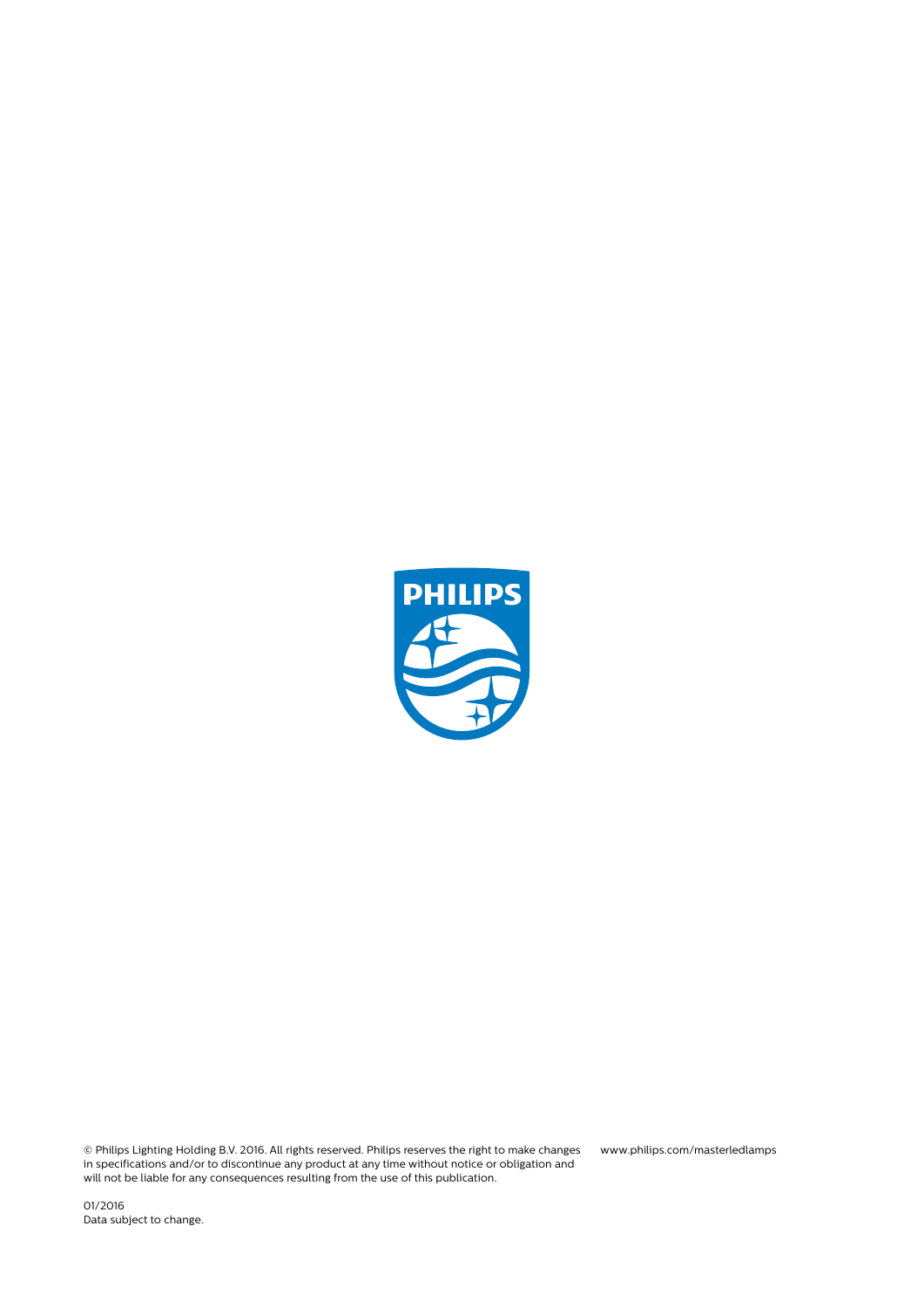PHILIPS

© Philips Lighting Holding B.V. 2016. All rights reserved. Philips reserves the right to make changes in specifications and/or to discontinue any product at any time without notice or obligation and will not be liable for any consequences resulting from the use of this publication.

www.philips.com/masterledlamps

01/2016
Data subject to change.